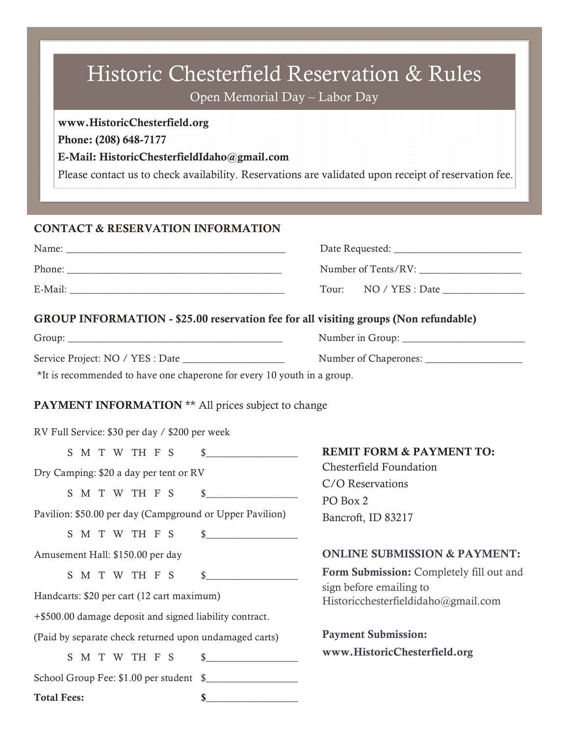# Historic Chesterfield Reservation & Rules

Open Memorial Day – Labor Day

**www.HistoricChesterfield.org**

**Phone: (208) 648-7177**

**E-Mail: HistoricChesterfieldIdaho@gmail.com**

Please contact us to check availability. Reservations are validated upon receipt of reservation fee.

## CONTACT & RESERVATION INFORMATION

Name: ___________________________________________

Phone: __________________________________________

E-Mail: __________________________________________

Date Requested: _________________________

Number of Tents/RV: ____________________

Tour: NO / YES : Date ________________

## GROUP INFORMATION - $25.00 reservation fee for all visiting groups (Non refundable)

Group: __________________________________________

Number in Group: ________________________

Service Project: NO / YES : Date ____________________

Number of Chaperones: ___________________

*It is recommended to have one chaperone for every 10 youth in a group.

## PAYMENT INFORMATION ** All prices subject to change

RV Full Service: $30 per day / $200 per week

S M T W TH F S $_________________

Dry Camping: $20 a day per tent or RV

S M T W TH F S $_________________

Pavilion: $50.00 per day (Campground or Upper Pavilion)

S M T W TH F S $_________________

Amusement Hall: $150.00 per day

S M T W TH F S $_________________

Handcarts: $20 per cart (12 cart maximum)

+$500.00 damage deposit and signed liability contract.

(Paid by separate check returned upon undamaged carts)

S M T W TH F S $_________________

School Group Fee: $1.00 per student $_________________

**Total Fees: $_________________**

**REMIT FORM & PAYMENT TO:**

Chesterfield Foundation
C/O Reservations
PO Box 2
Bancroft, ID 83217

**ONLINE SUBMISSION & PAYMENT:**

**Form Submission:** Completely fill out and sign before emailing to Historicchesterfieldidaho@gmail.com

**Payment Submission:**

**www.HistoricChesterfield.org**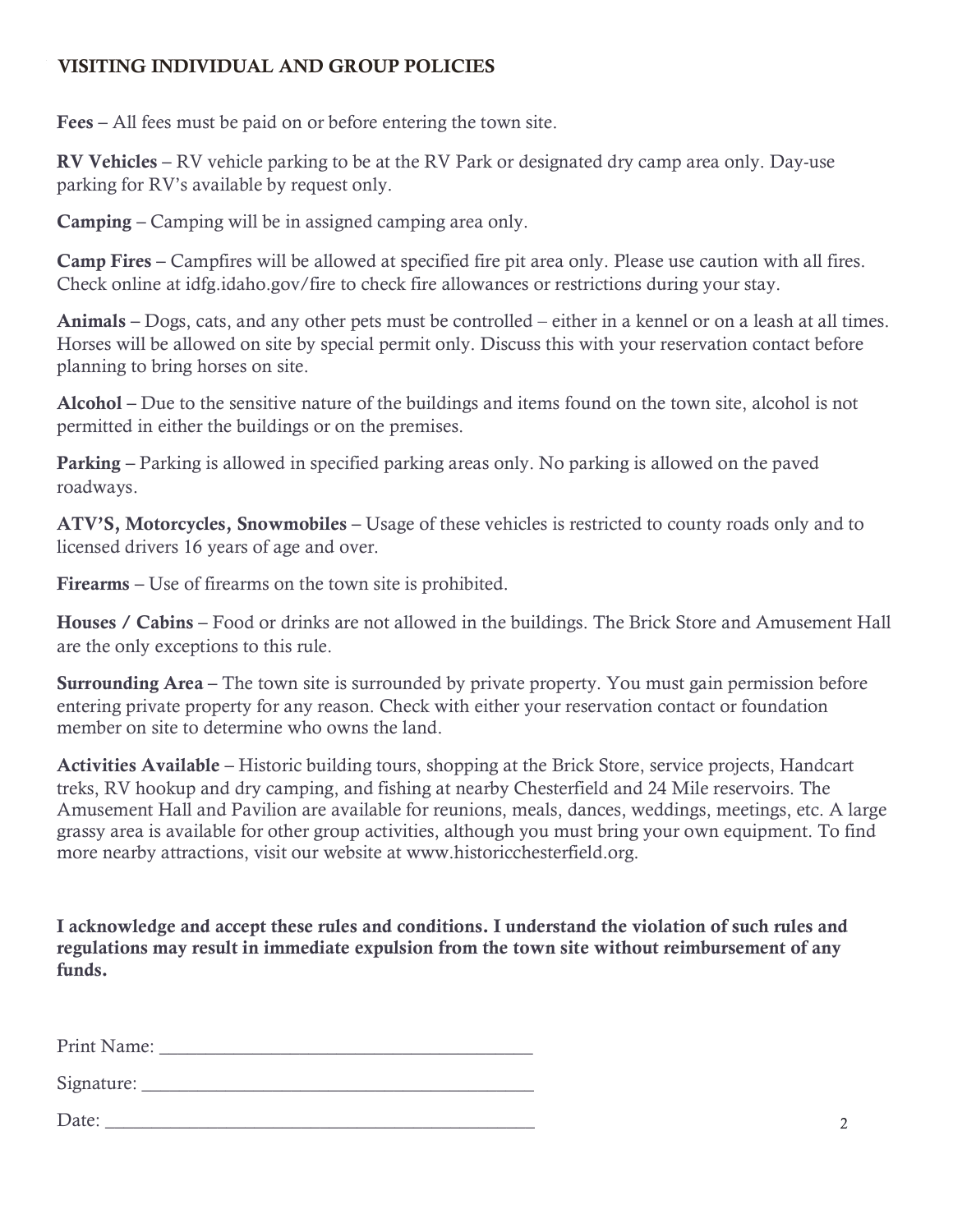## VISITING INDIVIDUAL AND GROUP POLICIES

**Fees** – All fees must be paid on or before entering the town site.

**RV Vehicles** – RV vehicle parking to be at the RV Park or designated dry camp area only. Day-use parking for RV's available by request only.

**Camping** – Camping will be in assigned camping area only.

**Camp Fires** – Campfires will be allowed at specified fire pit area only. Please use caution with all fires. Check online at idfg.idaho.gov/fire to check fire allowances or restrictions during your stay.

**Animals** – Dogs, cats, and any other pets must be controlled – either in a kennel or on a leash at all times. Horses will be allowed on site by special permit only. Discuss this with your reservation contact before planning to bring horses on site.

**Alcohol** – Due to the sensitive nature of the buildings and items found on the town site, alcohol is not permitted in either the buildings or on the premises.

**Parking** – Parking is allowed in specified parking areas only. No parking is allowed on the paved roadways.

**ATV'S, Motorcycles, Snowmobiles** – Usage of these vehicles is restricted to county roads only and to licensed drivers 16 years of age and over.

**Firearms** – Use of firearms on the town site is prohibited.

**Houses / Cabins** – Food or drinks are not allowed in the buildings. The Brick Store and Amusement Hall are the only exceptions to this rule.

**Surrounding Area** – The town site is surrounded by private property. You must gain permission before entering private property for any reason. Check with either your reservation contact or foundation member on site to determine who owns the land.

**Activities Available** – Historic building tours, shopping at the Brick Store, service projects, Handcart treks, RV hookup and dry camping, and fishing at nearby Chesterfield and 24 Mile reservoirs. The Amusement Hall and Pavilion are available for reunions, meals, dances, weddings, meetings, etc. A large grassy area is available for other group activities, although you must bring your own equipment. To find more nearby attractions, visit our website at www.historicchesterfield.org.

**I acknowledge and accept these rules and conditions. I understand the violation of such rules and regulations may result in immediate expulsion from the town site without reimbursement of any funds.**

Print Name: ________________________________________

Signature: __________________________________________

Date: ______________________________________________